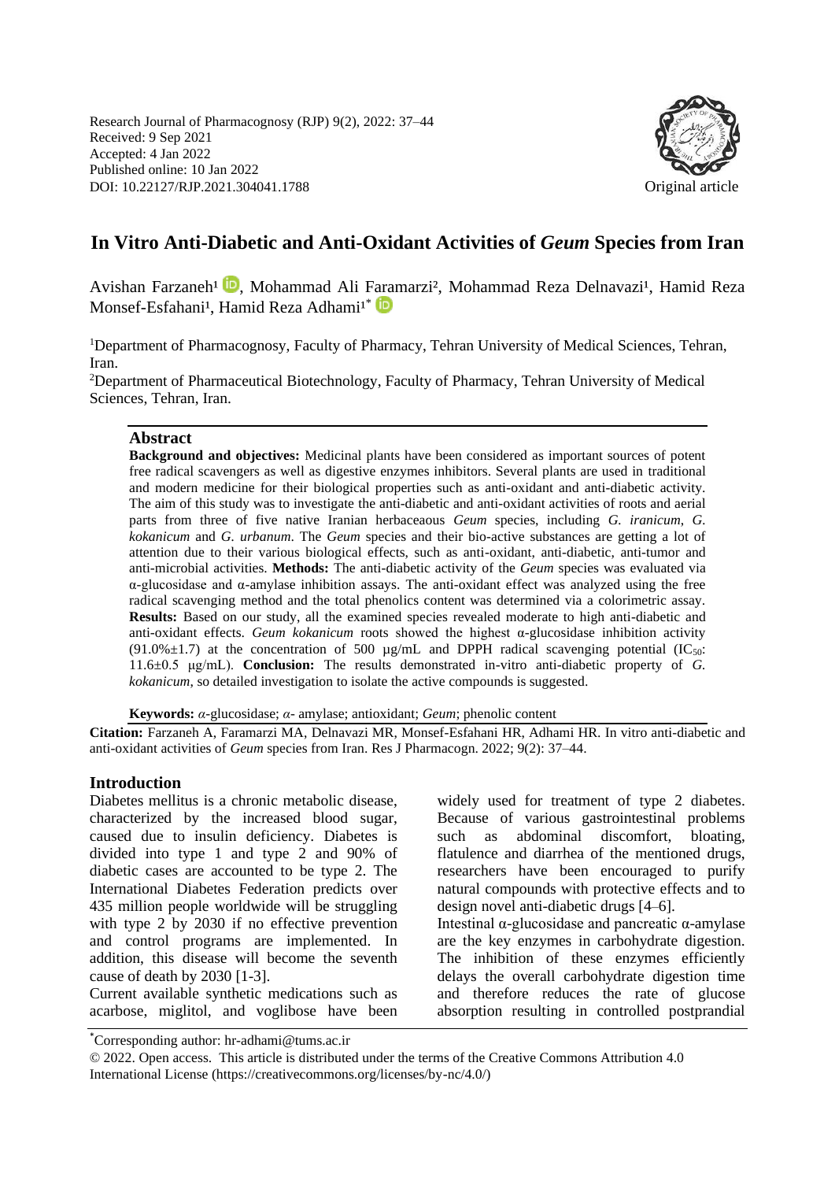Research Journal of Pharmacognosy (RJP) 9(2), 2022: 37–44
Received: 9 Sep 2021
Accepted: 4 Jan 2022
Published online: 10 Jan 2022
DOI: 10.22127/RJP.2021.304041.1788

Original article

# In Vitro Anti-Diabetic and Anti-Oxidant Activities of *Geum* Species from Iran

Avishan Farzaneh[1], Mohammad Ali Faramarzi[2], Mohammad Reza Delnavazi[1], Hamid Reza Monsef-Esfahani[1], Hamid Reza Adhami[1*]

[1]Department of Pharmacognosy, Faculty of Pharmacy, Tehran University of Medical Sciences, Tehran, Iran.

[2]Department of Pharmaceutical Biotechnology, Faculty of Pharmacy, Tehran University of Medical Sciences, Tehran, Iran.

## Abstract

**Background and objectives:** Medicinal plants have been considered as important sources of potent free radical scavengers as well as digestive enzymes inhibitors. Several plants are used in traditional and modern medicine for their biological properties such as anti-oxidant and anti-diabetic activity. The aim of this study was to investigate the anti-diabetic and anti-oxidant activities of roots and aerial parts from three of five native Iranian herbaceaous *Geum* species, including *G. iranicum*, *G. kokanicum* and *G. urbanum*. The *Geum* species and their bio-active substances are getting a lot of attention due to their various biological effects, such as anti-oxidant, anti-diabetic, anti-tumor and anti-microbial activities. **Methods:** The anti-diabetic activity of the *Geum* species was evaluated via α-glucosidase and α-amylase inhibition assays. The anti-oxidant effect was analyzed using the free radical scavenging method and the total phenolics content was determined via a colorimetric assay. **Results:** Based on our study, all the examined species revealed moderate to high anti-diabetic and anti-oxidant effects. *Geum kokanicum* roots showed the highest α-glucosidase inhibition activity (91.0%±1.7) at the concentration of 500 μg/mL and DPPH radical scavenging potential ($IC_{50}$: 11.6±0.5 μg/mL). **Conclusion:** The results demonstrated in-vitro anti-diabetic property of *G. kokanicum*, so detailed investigation to isolate the active compounds is suggested.

**Keywords:** *α*-glucosidase; *α*- amylase; antioxidant; *Geum*; phenolic content

**Citation:** Farzaneh A, Faramarzi MA, Delnavazi MR, Monsef-Esfahani HR, Adhami HR. In vitro anti-diabetic and anti-oxidant activities of *Geum* species from Iran. Res J Pharmacogn. 2022; 9(2): 37–44.

## Introduction

Diabetes mellitus is a chronic metabolic disease, characterized by the increased blood sugar, caused due to insulin deficiency. Diabetes is divided into type 1 and type 2 and 90% of diabetic cases are accounted to be type 2. The International Diabetes Federation predicts over 435 million people worldwide will be struggling with type 2 by 2030 if no effective prevention and control programs are implemented. In addition, this disease will become the seventh cause of death by 2030 [1-3].

Current available synthetic medications such as acarbose, miglitol, and voglibose have been widely used for treatment of type 2 diabetes. Because of various gastrointestinal problems such as abdominal discomfort, bloating, flatulence and diarrhea of the mentioned drugs, researchers have been encouraged to purify natural compounds with protective effects and to design novel anti-diabetic drugs [4–6].

Intestinal α-glucosidase and pancreatic α-amylase are the key enzymes in carbohydrate digestion. The inhibition of these enzymes efficiently delays the overall carbohydrate digestion time and therefore reduces the rate of glucose absorption resulting in controlled postprandial

*Corresponding author: hr-adhami@tums.ac.ir

© 2022. Open access. This article is distributed under the terms of the Creative Commons Attribution 4.0 International License (https://creativecommons.org/licenses/by-nc/4.0/)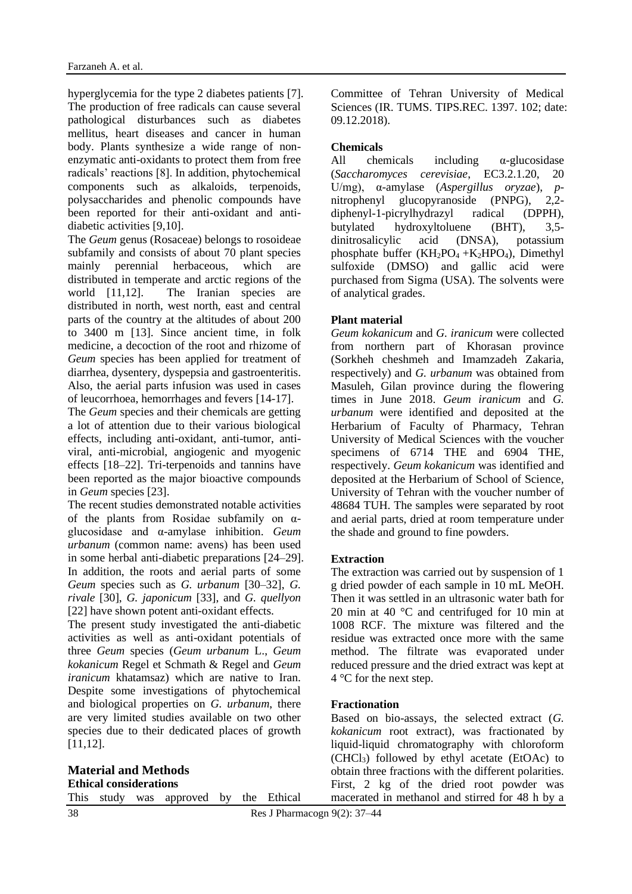hyperglycemia for the type 2 diabetes patients [7]. The production of free radicals can cause several pathological disturbances such as diabetes mellitus, heart diseases and cancer in human body. Plants synthesize a wide range of non-enzymatic anti-oxidants to protect them from free radicals' reactions [8]. In addition, phytochemical components such as alkaloids, terpenoids, polysaccharides and phenolic compounds have been reported for their anti-oxidant and anti-diabetic activities [9,10].

The *Geum* genus (Rosaceae) belongs to rosoideae subfamily and consists of about 70 plant species mainly perennial herbaceous, which are distributed in temperate and arctic regions of the world [11,12]. The Iranian species are distributed in north, west north, east and central parts of the country at the altitudes of about 200 to 3400 m [13]. Since ancient time, in folk medicine, a decoction of the root and rhizome of *Geum* species has been applied for treatment of diarrhea, dysentery, dyspepsia and gastroenteritis. Also, the aerial parts infusion was used in cases of leucorrhoea, hemorrhages and fevers [14-17].

The *Geum* species and their chemicals are getting a lot of attention due to their various biological effects, including anti-oxidant, anti-tumor, anti-viral, anti-microbial, angiogenic and myogenic effects [18–22]. Tri-terpenoids and tannins have been reported as the major bioactive compounds in *Geum* species [23].

The recent studies demonstrated notable activities of the plants from Rosidae subfamily on α-glucosidase and α-amylase inhibition. *Geum urbanum* (common name: avens) has been used in some herbal anti-diabetic preparations [24–29]. In addition, the roots and aerial parts of some *Geum* species such as *G. urbanum* [30–32], *G. rivale* [30], *G. japonicum* [33], and *G. quellyon* [22] have shown potent anti-oxidant effects.

The present study investigated the anti-diabetic activities as well as anti-oxidant potentials of three *Geum* species (*Geum urbanum* L., *Geum kokanicum* Regel et Schmath & Regel and *Geum iranicum* khatamsaz) which are native to Iran. Despite some investigations of phytochemical and biological properties on *G. urbanum*, there are very limited studies available on two other species due to their dedicated places of growth [11,12].

## Material and Methods

### Ethical considerations

This study was approved by the Ethical Committee of Tehran University of Medical Sciences (IR. TUMS. TIPS.REC. 1397. 102; date: 09.12.2018).

### Chemicals

All chemicals including α-glucosidase (*Saccharomyces cerevisiae*, EC3.2.1.20, 20 U/mg), α-amylase (*Aspergillus oryzae*), *p*-nitrophenyl glucopyranoside (PNPG), 2,2-diphenyl-1-picrylhydrazyl radical (DPPH), butylated hydroxyltoluene (BHT), 3,5-dinitrosalicylic acid (DNSA), potassium phosphate buffer ($KH_2PO_4$ +$K_2HPO_4$), Dimethyl sulfoxide (DMSO) and gallic acid were purchased from Sigma (USA). The solvents were of analytical grades.

### Plant material

*Geum kokanicum* and *G. iranicum* were collected from northern part of Khorasan province (Sorkheh cheshmeh and Imamzadeh Zakaria, respectively) and *G. urbanum* was obtained from Masuleh, Gilan province during the flowering times in June 2018. *Geum iranicum* and *G. urbanum* were identified and deposited at the Herbarium of Faculty of Pharmacy, Tehran University of Medical Sciences with the voucher specimens of 6714 THE and 6904 THE, respectively. *Geum kokanicum* was identified and deposited at the Herbarium of School of Science, University of Tehran with the voucher number of 48684 TUH. The samples were separated by root and aerial parts, dried at room temperature under the shade and ground to fine powders.

### Extraction

The extraction was carried out by suspension of 1 g dried powder of each sample in 10 mL MeOH. Then it was settled in an ultrasonic water bath for 20 min at 40 °C and centrifuged for 10 min at 1008 RCF. The mixture was filtered and the residue was extracted once more with the same method. The filtrate was evaporated under reduced pressure and the dried extract was kept at 4 °C for the next step.

### Fractionation

Based on bio-assays, the selected extract (*G. kokanicum* root extract), was fractionated by liquid-liquid chromatography with chloroform ($CHCl_3$) followed by ethyl acetate (EtOAc) to obtain three fractions with the different polarities. First, 2 kg of the dried root powder was macerated in methanol and stirred for 48 h by a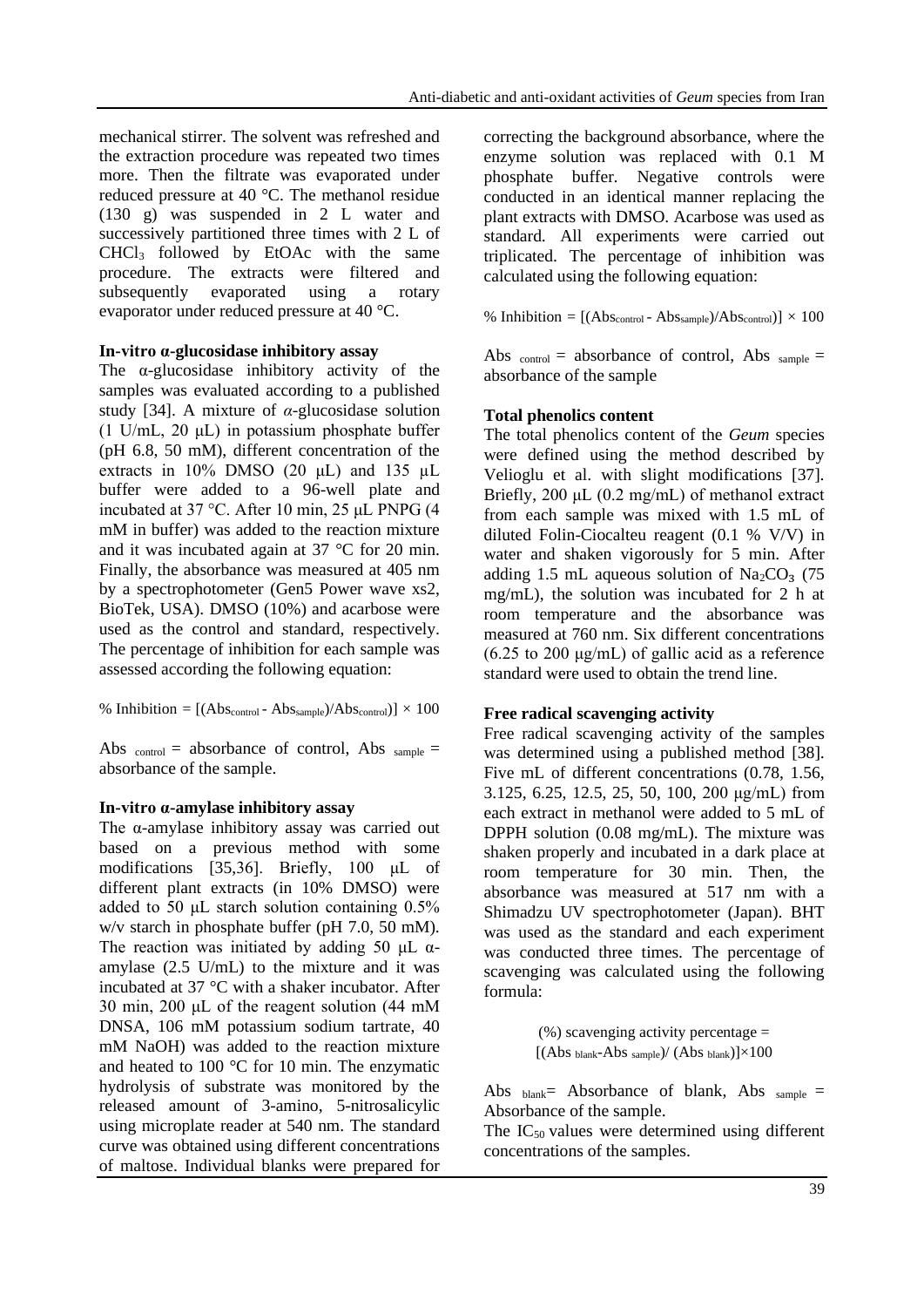mechanical stirrer. The solvent was refreshed and the extraction procedure was repeated two times more. Then the filtrate was evaporated under reduced pressure at 40 °C. The methanol residue (130 g) was suspended in 2 L water and successively partitioned three times with 2 L of $CHCl_3$ followed by EtOAc with the same procedure. The extracts were filtered and subsequently evaporated using a rotary evaporator under reduced pressure at 40 °C.

**In-vitro α-glucosidase inhibitory assay**

The α-glucosidase inhibitory activity of the samples was evaluated according to a published study [34]. A mixture of *α*-glucosidase solution (1 U/mL, 20 μL) in potassium phosphate buffer (pH 6.8, 50 mM), different concentration of the extracts in 10% DMSO (20 μL) and 135 μL buffer were added to a 96-well plate and incubated at 37 °C. After 10 min, 25 μL PNPG (4 mM in buffer) was added to the reaction mixture and it was incubated again at 37 °C for 20 min. Finally, the absorbance was measured at 405 nm by a spectrophotometer (Gen5 Power wave xs2, BioTek, USA). DMSO (10%) and acarbose were used as the control and standard, respectively. The percentage of inhibition for each sample was assessed according the following equation:

$$\% \text{ Inhibition} = [(Abs_{control} - Abs_{sample})/Abs_{control})] \times 100$$

Abs $_{control}$ = absorbance of control, Abs $_{sample}$ = absorbance of the sample.

**In-vitro α-amylase inhibitory assay**

The α-amylase inhibitory assay was carried out based on a previous method with some modifications [35,36]. Briefly, 100 μL of different plant extracts (in 10% DMSO) were added to 50 μL starch solution containing 0.5% w/v starch in phosphate buffer (pH 7.0, 50 mM). The reaction was initiated by adding 50 μL α-amylase (2.5 U/mL) to the mixture and it was incubated at 37 °C with a shaker incubator. After 30 min, 200 μL of the reagent solution (44 mM DNSA, 106 mM potassium sodium tartrate, 40 mM NaOH) was added to the reaction mixture and heated to 100 °C for 10 min. The enzymatic hydrolysis of substrate was monitored by the released amount of 3-amino, 5-nitrosalicylic using microplate reader at 540 nm. The standard curve was obtained using different concentrations of maltose. Individual blanks were prepared for correcting the background absorbance, where the enzyme solution was replaced with 0.1 M phosphate buffer. Negative controls were conducted in an identical manner replacing the plant extracts with DMSO. Acarbose was used as standard. All experiments were carried out triplicated. The percentage of inhibition was calculated using the following equation:

$$\% \text{ Inhibition} = [(Abs_{control} - Abs_{sample})/Abs_{control})] \times 100$$

Abs $_{control}$ = absorbance of control, Abs $_{sample}$ = absorbance of the sample

**Total phenolics content**

The total phenolics content of the *Geum* species were defined using the method described by Velioglu et al. with slight modifications [37]. Briefly, 200 μL (0.2 mg/mL) of methanol extract from each sample was mixed with 1.5 mL of diluted Folin-Ciocalteu reagent (0.1 % V/V) in water and shaken vigorously for 5 min. After adding 1.5 mL aqueous solution of $Na_2CO_3$ (75 mg/mL), the solution was incubated for 2 h at room temperature and the absorbance was measured at 760 nm. Six different concentrations (6.25 to 200 μg/mL) of gallic acid as a reference standard were used to obtain the trend line.

**Free radical scavenging activity**

Free radical scavenging activity of the samples was determined using a published method [38]. Five mL of different concentrations (0.78, 1.56, 3.125, 6.25, 12.5, 25, 50, 100, 200 μg/mL) from each extract in methanol were added to 5 mL of DPPH solution (0.08 mg/mL). The mixture was shaken properly and incubated in a dark place at room temperature for 30 min. Then, the absorbance was measured at 517 nm with a Shimadzu UV spectrophotometer (Japan). BHT was used as the standard and each experiment was conducted three times. The percentage of scavenging was calculated using the following formula:

$$(\%) \text{ scavenging activity percentage} = [(Abs_{blank} - Abs_{sample}) / (Abs_{blank})] \times 100$$

Abs $_{blank}$= Absorbance of blank, Abs $_{sample}$ = Absorbance of the sample.

The $IC_{50}$ values were determined using different concentrations of the samples.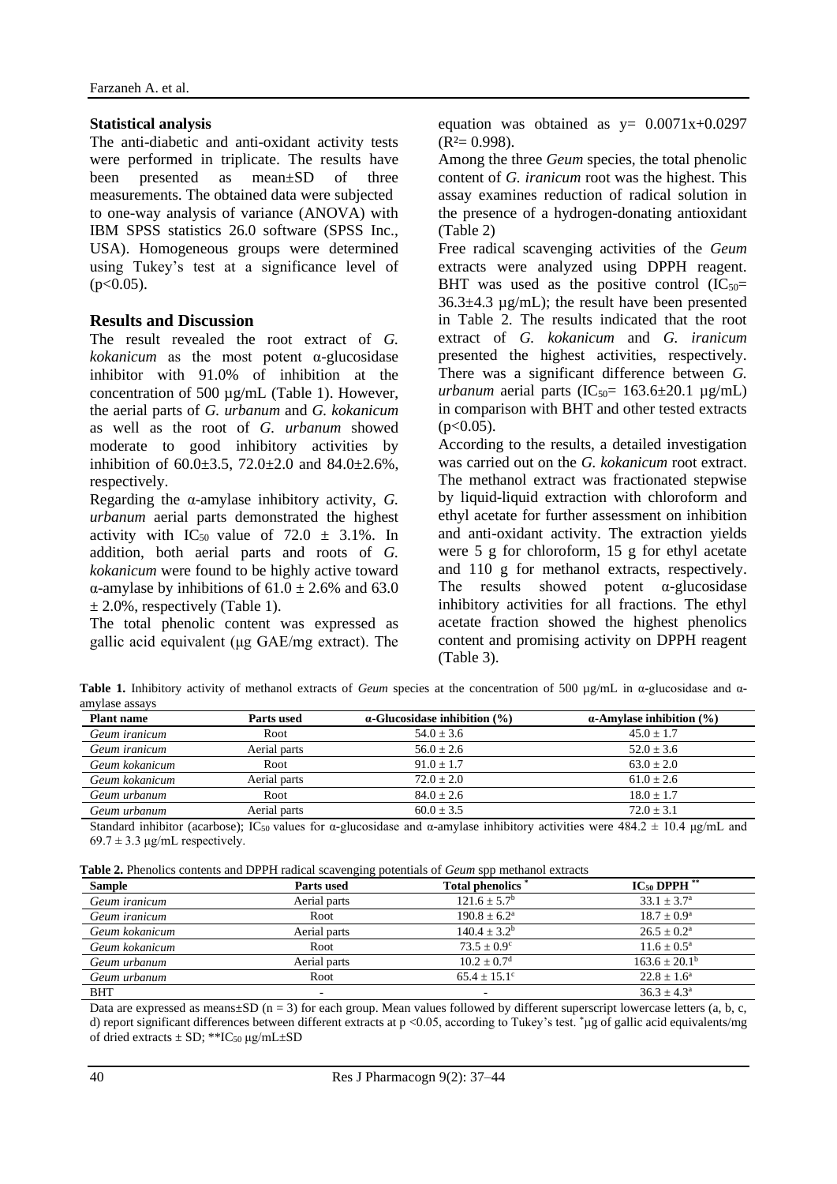### Statistical analysis

The anti-diabetic and anti-oxidant activity tests were performed in triplicate. The results have been presented as mean±SD of three measurements. The obtained data were subjected to one-way analysis of variance (ANOVA) with IBM SPSS statistics 26.0 software (SPSS Inc., USA). Homogeneous groups were determined using Tukey's test at a significance level of ($p<0.05$).

## Results and Discussion

The result revealed the root extract of *G. kokanicum* as the most potent α-glucosidase inhibitor with 91.0% of inhibition at the concentration of 500 µg/mL (Table 1). However, the aerial parts of *G. urbanum* and *G. kokanicum* as well as the root of *G. urbanum* showed moderate to good inhibitory activities by inhibition of 60.0±3.5, 72.0±2.0 and 84.0±2.6%, respectively.

Regarding the α-amylase inhibitory activity, *G. urbanum* aerial parts demonstrated the highest activity with $IC_{50}$ value of 72.0 ± 3.1%. In addition, both aerial parts and roots of *G. kokanicum* were found to be highly active toward α-amylase by inhibitions of 61.0 ± 2.6% and 63.0 ± 2.0%, respectively (Table 1).

The total phenolic content was expressed as gallic acid equivalent (µg GAE/mg extract). The equation was obtained as $y= 0.0071x+0.0297$ ($R^2= 0.998$).

Among the three *Geum* species, the total phenolic content of *G. iranicum* root was the highest. This assay examines reduction of radical solution in the presence of a hydrogen-donating antioxidant (Table 2)

Free radical scavenging activities of the *Geum* extracts were analyzed using DPPH reagent. BHT was used as the positive control ($IC_{50}$= 36.3±4.3 µg/mL); the result have been presented in Table 2. The results indicated that the root extract of *G. kokanicum* and *G. iranicum* presented the highest activities, respectively. There was a significant difference between *G. urbanum* aerial parts ($IC_{50}$= 163.6±20.1 µg/mL) in comparison with BHT and other tested extracts ($p<0.05$).

According to the results, a detailed investigation was carried out on the *G. kokanicum* root extract. The methanol extract was fractionated stepwise by liquid-liquid extraction with chloroform and ethyl acetate for further assessment on inhibition and anti-oxidant activity. The extraction yields were 5 g for chloroform, 15 g for ethyl acetate and 110 g for methanol extracts, respectively. The results showed potent α-glucosidase inhibitory activities for all fractions. The ethyl acetate fraction showed the highest phenolics content and promising activity on DPPH reagent (Table 3).

**Table 1.** Inhibitory activity of methanol extracts of *Geum* species at the concentration of 500 µg/mL in α-glucosidase and α-amylase assays

| Plant name | Parts used | α-Glucosidase inhibition (%) | α-Amylase inhibition (%) |
|---|---|---|---|
| *Geum iranicum* | Root | 54.0 ± 3.6 | 45.0 ± 1.7 |
| *Geum iranicum* | Aerial parts | 56.0 ± 2.6 | 52.0 ± 3.6 |
| *Geum kokanicum* | Root | 91.0 ± 1.7 | 63.0 ± 2.0 |
| *Geum kokanicum* | Aerial parts | 72.0 ± 2.0 | 61.0 ± 2.6 |
| *Geum urbanum* | Root | 84.0 ± 2.6 | 18.0 ± 1.7 |
| *Geum urbanum* | Aerial parts | 60.0 ± 3.5 | 72.0 ± 3.1 |

Standard inhibitor (acarbose); $IC_{50}$ values for α-glucosidase and α-amylase inhibitory activities were 484.2 ± 10.4 µg/mL and 69.7 ± 3.3 µg/mL respectively.

**Table 2.** Phenolics contents and DPPH radical scavenging potentials of *Geum* spp methanol extracts

| Sample | Parts used | Total phenolics * | $IC_{50}$ DPPH ** |
|---|---|---|---|
| *Geum iranicum* | Aerial parts | 121.6 ± 5.7[b] | 33.1 ± 3.7[a] |
| *Geum iranicum* | Root | 190.8 ± 6.2[a] | 18.7 ± 0.9[a] |
| *Geum kokanicum* | Aerial parts | 140.4 ± 3.2[b] | 26.5 ± 0.2[a] |
| *Geum kokanicum* | Root | 73.5 ± 0.9[c] | 11.6 ± 0.5[a] |
| *Geum urbanum* | Aerial parts | 10.2 ± 0.7[d] | 163.6 ± 20.1[b] |
| *Geum urbanum* | Root | 65.4 ± 15.1[c] | 22.8 ± 1.6[a] |
| BHT | - | - | 36.3 ± 4.3[a] |

Data are expressed as means±SD (n = 3) for each group. Mean values followed by different superscript lowercase letters (a, b, c, d) report significant differences between different extracts at $p<0.05$, according to Tukey's test. *µg of gallic acid equivalents/mg of dried extracts ± SD; **$IC_{50}$ µg/mL±SD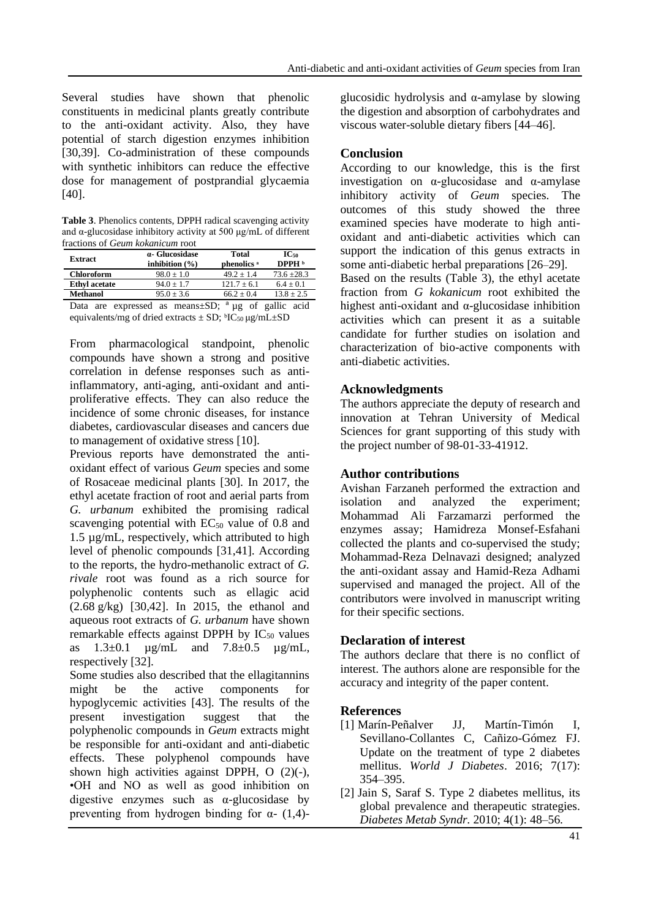Several studies have shown that phenolic constituents in medicinal plants greatly contribute to the anti-oxidant activity. Also, they have potential of starch digestion enzymes inhibition [30,39]. Co-administration of these compounds with synthetic inhibitors can reduce the effective dose for management of postprandial glycaemia [40].

**Table 3**. Phenolics contents, DPPH radical scavenging activity and α-glucosidase inhibitory activity at 500 μg/mL of different fractions of *Geum kokanicum* root

| Extract | α- Glucosidase inhibition (%) | Total phenolics [a] | $IC_{50}$ DPPH [b] |
|---|---|---|---|
| **Chloroform** | 98.0 ± 1.0 | 49.2 ± 1.4 | 73.6 ±28.3 |
| **Ethyl acetate** | 94.0 ± 1.7 | 121.7 ± 6.1 | 6.4 ± 0.1 |
| **Methanol** | 95.0 ± 3.6 | 66.2 ± 0.4 | 13.8 ± 2.5 |

Data are expressed as means±SD; [a] μg of gallic acid equivalents/mg of dried extracts ± SD; [b]$IC_{50}$ μg/mL±SD

From pharmacological standpoint, phenolic compounds have shown a strong and positive correlation in defense responses such as anti-inflammatory, anti-aging, anti-oxidant and anti-proliferative effects. They can also reduce the incidence of some chronic diseases, for instance diabetes, cardiovascular diseases and cancers due to management of oxidative stress [10].

Previous reports have demonstrated the anti-oxidant effect of various *Geum* species and some of Rosaceae medicinal plants [30]. In 2017, the ethyl acetate fraction of root and aerial parts from *G. urbanum* exhibited the promising radical scavenging potential with $EC_{50}$ value of 0.8 and 1.5 µg/mL, respectively, which attributed to high level of phenolic compounds [31,41]. According to the reports, the hydro-methanolic extract of *G. rivale* root was found as a rich source for polyphenolic contents such as ellagic acid (2.68 g/kg) [30,42]. In 2015, the ethanol and aqueous root extracts of *G. urbanum* have shown remarkable effects against DPPH by $IC_{50}$ values as 1.3±0.1 µg/mL and 7.8±0.5 µg/mL, respectively [32].

Some studies also described that the ellagitannins might be the active components for hypoglycemic activities [43]. The results of the present investigation suggest that the polyphenolic compounds in *Geum* extracts might be responsible for anti-oxidant and anti-diabetic effects. These polyphenol compounds have shown high activities against DPPH, O (2)(-), •OH and NO as well as good inhibition on digestive enzymes such as α-glucosidase by preventing from hydrogen binding for α- (1,4)-glucosidic hydrolysis and α-amylase by slowing the digestion and absorption of carbohydrates and viscous water-soluble dietary fibers [44–46].

## Conclusion

According to our knowledge, this is the first investigation on α-glucosidase and α-amylase inhibitory activity of *Geum* species. The outcomes of this study showed the three examined species have moderate to high anti-oxidant and anti-diabetic activities which can support the indication of this genus extracts in some anti-diabetic herbal preparations [26–29].

Based on the results (Table 3), the ethyl acetate fraction from *G kokanicum* root exhibited the highest anti-oxidant and α-glucosidase inhibition activities which can present it as a suitable candidate for further studies on isolation and characterization of bio-active components with anti-diabetic activities.

## Acknowledgments

The authors appreciate the deputy of research and innovation at Tehran University of Medical Sciences for grant supporting of this study with the project number of 98-01-33-41912.

## Author contributions

Avishan Farzaneh performed the extraction and isolation and analyzed the experiment; Mohammad Ali Farzamarzi performed the enzymes assay; Hamidreza Monsef-Esfahani collected the plants and co-supervised the study; Mohammad-Reza Delnavazi designed; analyzed the anti-oxidant assay and Hamid-Reza Adhami supervised and managed the project. All of the contributors were involved in manuscript writing for their specific sections.

## Declaration of interest

The authors declare that there is no conflict of interest. The authors alone are responsible for the accuracy and integrity of the paper content.

## References

[1] Marín-Peñalver JJ, Martín-Timón I, Sevillano-Collantes C, Cañizo-Gómez FJ. Update on the treatment of type 2 diabetes mellitus. *World J Diabetes*. 2016; 7(17): 354–395.

[2] Jain S, Saraf S. Type 2 diabetes mellitus, its global prevalence and therapeutic strategies. *Diabetes Metab Syndr*. 2010; 4(1): 48–56.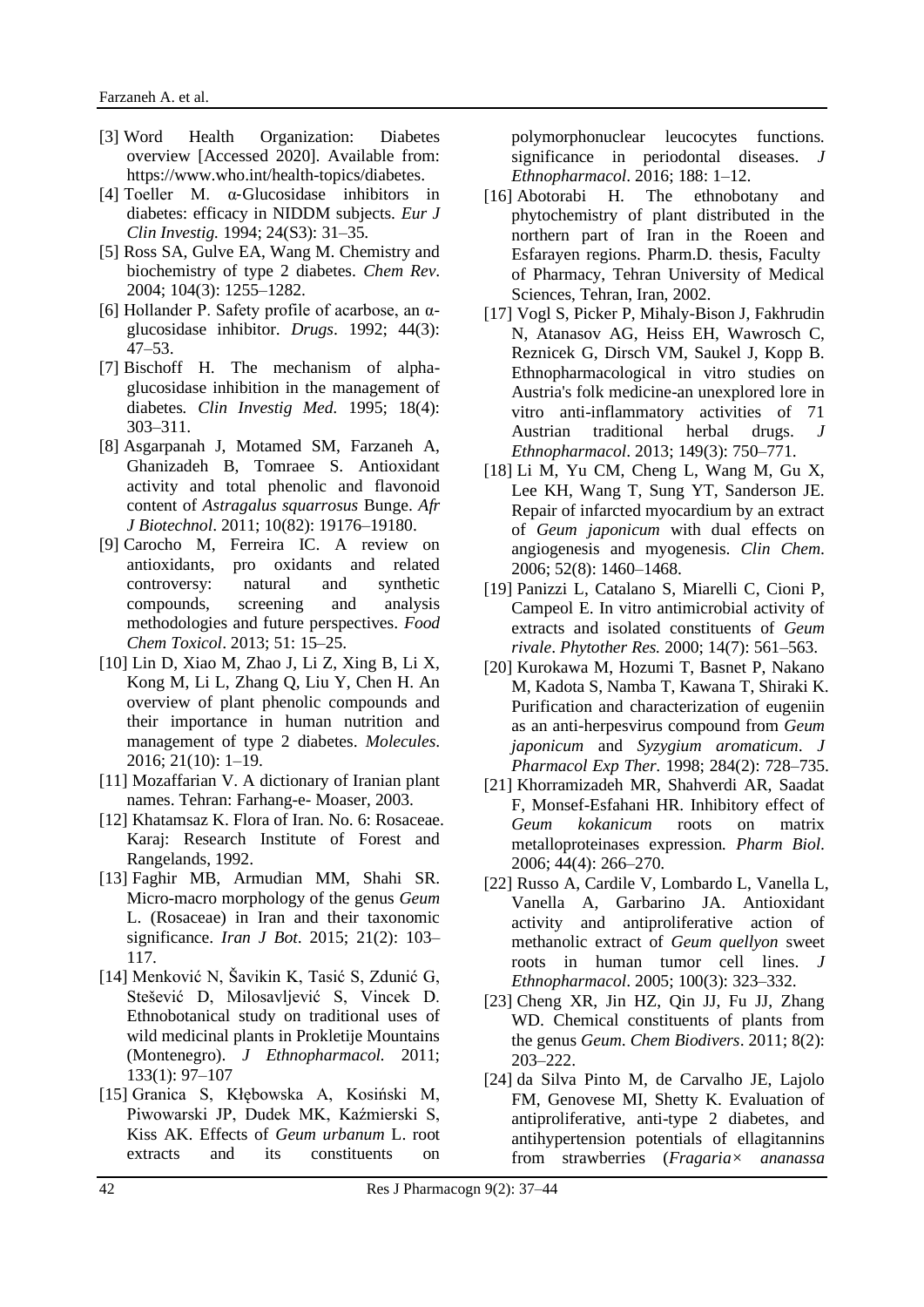[3] Word Health Organization: Diabetes overview [Accessed 2020]. Available from: https://www.who.int/health-topics/diabetes.

[4] Toeller M. α-Glucosidase inhibitors in diabetes: efficacy in NIDDM subjects. *Eur J Clin Investig.* 1994; 24(S3): 31–35.

[5] Ross SA, Gulve EA, Wang M. Chemistry and biochemistry of type 2 diabetes. *Chem Rev*. 2004; 104(3): 1255–1282.

[6] Hollander P. Safety profile of acarbose, an α-glucosidase inhibitor. *Drugs*. 1992; 44(3): 47–53.

[7] Bischoff H. The mechanism of alpha-glucosidase inhibition in the management of diabetes*. Clin Investig Med.* 1995; 18(4): 303–311.

[8] Asgarpanah J, Motamed SM, Farzaneh A, Ghanizadeh B, Tomraee S. Antioxidant activity and total phenolic and flavonoid content of *Astragalus squarrosus* Bunge. *Afr J Biotechnol*. 2011; 10(82): 19176–19180.

[9] Carocho M, Ferreira IC. A review on antioxidants, pro oxidants and related controversy: natural and synthetic compounds, screening and analysis methodologies and future perspectives. *Food Chem Toxicol*. 2013; 51: 15–25.

[10] Lin D, Xiao M, Zhao J, Li Z, Xing B, Li X, Kong M, Li L, Zhang Q, Liu Y, Chen H. An overview of plant phenolic compounds and their importance in human nutrition and management of type 2 diabetes. *Molecules*. 2016; 21(10): 1–19.

[11] Mozaffarian V. A dictionary of Iranian plant names. Tehran: Farhang-e- Moaser, 2003.

[12] Khatamsaz K. Flora of Iran. No. 6: Rosaceae. Karaj: Research Institute of Forest and Rangelands, 1992.

[13] Faghir MB, Armudian MM, Shahi SR. Micro-macro morphology of the genus *Geum* L. (Rosaceae) in Iran and their taxonomic significance. *Iran J Bot*. 2015; 21(2): 103–117.

[14] Menković N, Šavikin K, Tasić S, Zdunić G, Stešević D, Milosavljević S, Vincek D. Ethnobotanical study on traditional uses of wild medicinal plants in Prokletije Mountains (Montenegro). *J Ethnopharmacol.* 2011; 133(1): 97–107

[15] Granica S, Kłębowska A, Kosiński M, Piwowarski JP, Dudek MK, Kaźmierski S, Kiss AK. Effects of *Geum urbanum* L. root extracts and its constituents on polymorphonuclear leucocytes functions*.* significance in periodontal diseases. *J Ethnopharmacol*. 2016; 188: 1–12.

[16] Abotorabi H. The ethnobotany and phytochemistry of plant distributed in the northern part of Iran in the Roeen and Esfarayen regions. Pharm.D. thesis, Faculty of Pharmacy, Tehran University of Medical Sciences, Tehran, Iran, 2002.

[17] Vogl S, Picker P, Mihaly-Bison J, Fakhrudin N, Atanasov AG, Heiss EH, Wawrosch C, Reznicek G, Dirsch VM, Saukel J, Kopp B. Ethnopharmacological in vitro studies on Austria's folk medicine-an unexplored lore in vitro anti-inflammatory activities of 71 Austrian traditional herbal drugs. *J Ethnopharmacol*. 2013; 149(3): 750–771.

[18] Li M, Yu CM, Cheng L, Wang M, Gu X, Lee KH, Wang T, Sung YT, Sanderson JE. Repair of infarcted myocardium by an extract of *Geum japonicum* with dual effects on angiogenesis and myogenesis. *Clin Chem.* 2006; 52(8): 1460–1468.

[19] Panizzi L, Catalano S, Miarelli C, Cioni P, Campeol E. In vitro antimicrobial activity of extracts and isolated constituents of *Geum rivale*. *Phytother Res.* 2000; 14(7): 561–563.

[20] Kurokawa M, Hozumi T, Basnet P, Nakano M, Kadota S, Namba T, Kawana T, Shiraki K. Purification and characterization of eugeniin as an anti-herpesvirus compound from *Geum japonicum* and *Syzygium aromaticum*. *J Pharmacol Exp Ther.* 1998; 284(2): 728–735.

[21] Khorramizadeh MR, Shahverdi AR, Saadat F, Monsef-Esfahani HR. Inhibitory effect of *Geum kokanicum* roots on matrix metalloproteinases expression*. Pharm Biol.* 2006; 44(4): 266–270.

[22] Russo A, Cardile V, Lombardo L, Vanella L, Vanella A, Garbarino JA. Antioxidant activity and antiproliferative action of methanolic extract of *Geum quellyon* sweet roots in human tumor cell lines. *J Ethnopharmacol*. 2005; 100(3): 323–332.

[23] Cheng XR, Jin HZ, Qin JJ, Fu JJ, Zhang WD. Chemical constituents of plants from the genus *Geum*. *Chem Biodivers*. 2011; 8(2): 203–222.

[24] da Silva Pinto M, de Carvalho JE, Lajolo FM, Genovese MI, Shetty K. Evaluation of antiproliferative, anti-type 2 diabetes, and antihypertension potentials of ellagitannins from strawberries (*Fragaria× ananassa*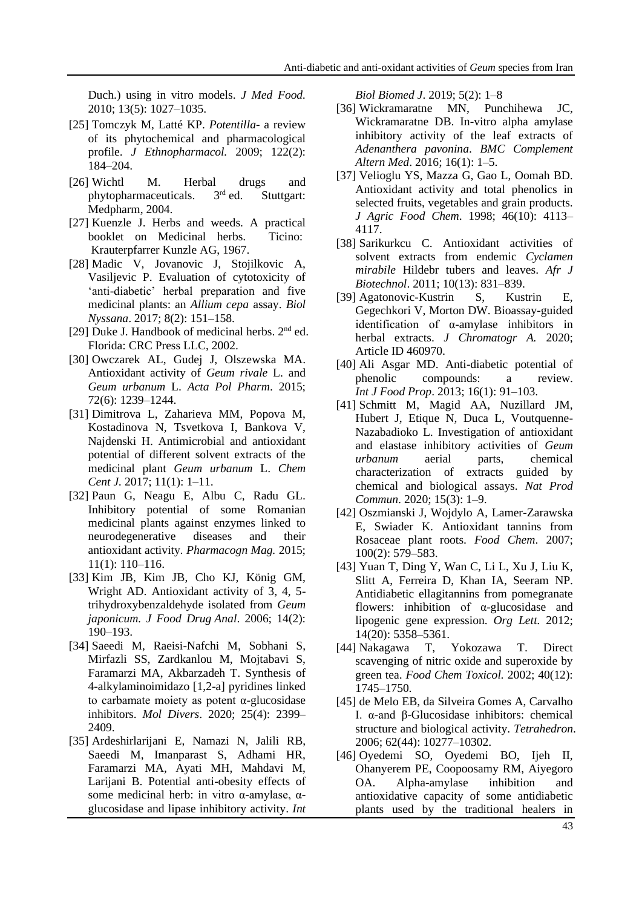Duch.) using in vitro models. *J Med Food*. 2010; 13(5): 1027–1035.

[25] Tomczyk M, Latté KP. *Potentilla*- a review of its phytochemical and pharmacological profile. *J Ethnopharmacol*. 2009; 122(2): 184–204.

[26] Wichtl M. Herbal drugs and phytopharmaceuticals. 3rd ed. Stuttgart: Medpharm, 2004.

[27] Kuenzle J. Herbs and weeds. A practical booklet on Medicinal herbs. Ticino: Krauterpfarrer Kunzle AG, 1967.

[28] Madic V, Jovanovic J, Stojilkovic A, Vasiljevic P. Evaluation of cytotoxicity of 'anti-diabetic' herbal preparation and five medicinal plants: an *Allium cepa* assay. *Biol Nyssana*. 2017; 8(2): 151–158.

[29] Duke J. Handbook of medicinal herbs. 2nd ed. Florida: CRC Press LLC, 2002.

[30] Owczarek AL, Gudej J, Olszewska MA. Antioxidant activity of *Geum rivale* L. and *Geum urbanum* L. *Acta Pol Pharm*. 2015; 72(6): 1239–1244.

[31] Dimitrova L, Zaharieva MM, Popova M, Kostadinova N, Tsvetkova I, Bankova V, Najdenski H. Antimicrobial and antioxidant potential of different solvent extracts of the medicinal plant *Geum urbanum* L. *Chem Cent J*. 2017; 11(1): 1–11.

[32] Paun G, Neagu E, Albu C, Radu GL. Inhibitory potential of some Romanian medicinal plants against enzymes linked to neurodegenerative diseases and their antioxidant activity. *Pharmacogn Mag.* 2015; 11(1): 110–116.

[33] Kim JB, Kim JB, Cho KJ, König GM, Wright AD. Antioxidant activity of 3, 4, 5-trihydroxybenzaldehyde isolated from *Geum japonicum*. *J Food Drug Anal*. 2006; 14(2): 190–193.

[34] Saeedi M, Raeisi-Nafchi M, Sobhani S, Mirfazli SS, Zardkanlou M, Mojtabavi S, Faramarzi MA, Akbarzadeh T. Synthesis of 4-alkylaminoimidazo [1,2-a] pyridines linked to carbamate moiety as potent α-glucosidase inhibitors. *Mol Divers*. 2020; 25(4): 2399–2409.

[35] Ardeshirlarijani E, Namazi N, Jalili RB, Saeedi M, Imanparast S, Adhami HR, Faramarzi MA, Ayati MH, Mahdavi M, Larijani B. Potential anti-obesity effects of some medicinal herb: in vitro α-amylase, α-glucosidase and lipase inhibitory activity. *Int Biol Biomed J*. 2019; 5(2): 1–8

[36] Wickramaratne MN, Punchihewa JC, Wickramaratne DB. In-vitro alpha amylase inhibitory activity of the leaf extracts of *Adenanthera pavonina*. *BMC Complement Altern Med*. 2016; 16(1): 1–5.

[37] Velioglu YS, Mazza G, Gao L, Oomah BD. Antioxidant activity and total phenolics in selected fruits, vegetables and grain products. *J Agric Food Chem*. 1998; 46(10): 4113–4117.

[38] Sarikurkcu C. Antioxidant activities of solvent extracts from endemic *Cyclamen mirabile* Hildebr tubers and leaves. *Afr J Biotechnol*. 2011; 10(13): 831–839.

[39] Agatonovic-Kustrin S, Kustrin E, Gegechkori V, Morton DW. Bioassay-guided identification of α-amylase inhibitors in herbal extracts. *J Chromatogr A.* 2020; Article ID 460970.

[40] Ali Asgar MD. Anti-diabetic potential of phenolic compounds: a review. *Int J Food Prop*. 2013; 16(1): 91–103.

[41] Schmitt M, Magid AA, Nuzillard JM, Hubert J, Etique N, Duca L, Voutquenne-Nazabadioko L. Investigation of antioxidant and elastase inhibitory activities of *Geum urbanum* aerial parts, chemical characterization of extracts guided by chemical and biological assays. *Nat Prod Commun*. 2020; 15(3): 1–9.

[42] Oszmianski J, Wojdylo A, Lamer-Zarawska E, Swiader K. Antioxidant tannins from Rosaceae plant roots. *Food Chem*. 2007; 100(2): 579–583.

[43] Yuan T, Ding Y, Wan C, Li L, Xu J, Liu K, Slitt A, Ferreira D, Khan IA, Seeram NP. Antidiabetic ellagitannins from pomegranate flowers: inhibition of α-glucosidase and lipogenic gene expression. *Org Lett.* 2012; 14(20): 5358–5361.

[44] Nakagawa T, Yokozawa T. Direct scavenging of nitric oxide and superoxide by green tea. *Food Chem Toxicol.* 2002; 40(12): 1745–1750.

[45] de Melo EB, da Silveira Gomes A, Carvalho I. α-and β-Glucosidase inhibitors: chemical structure and biological activity. *Tetrahedron*. 2006; 62(44): 10277–10302.

[46] Oyedemi SO, Oyedemi BO, Ijeh II, Ohanyerem PE, Coopoosamy RM, Aiyegoro OA. Alpha-amylase inhibition and antioxidative capacity of some antidiabetic plants used by the traditional healers in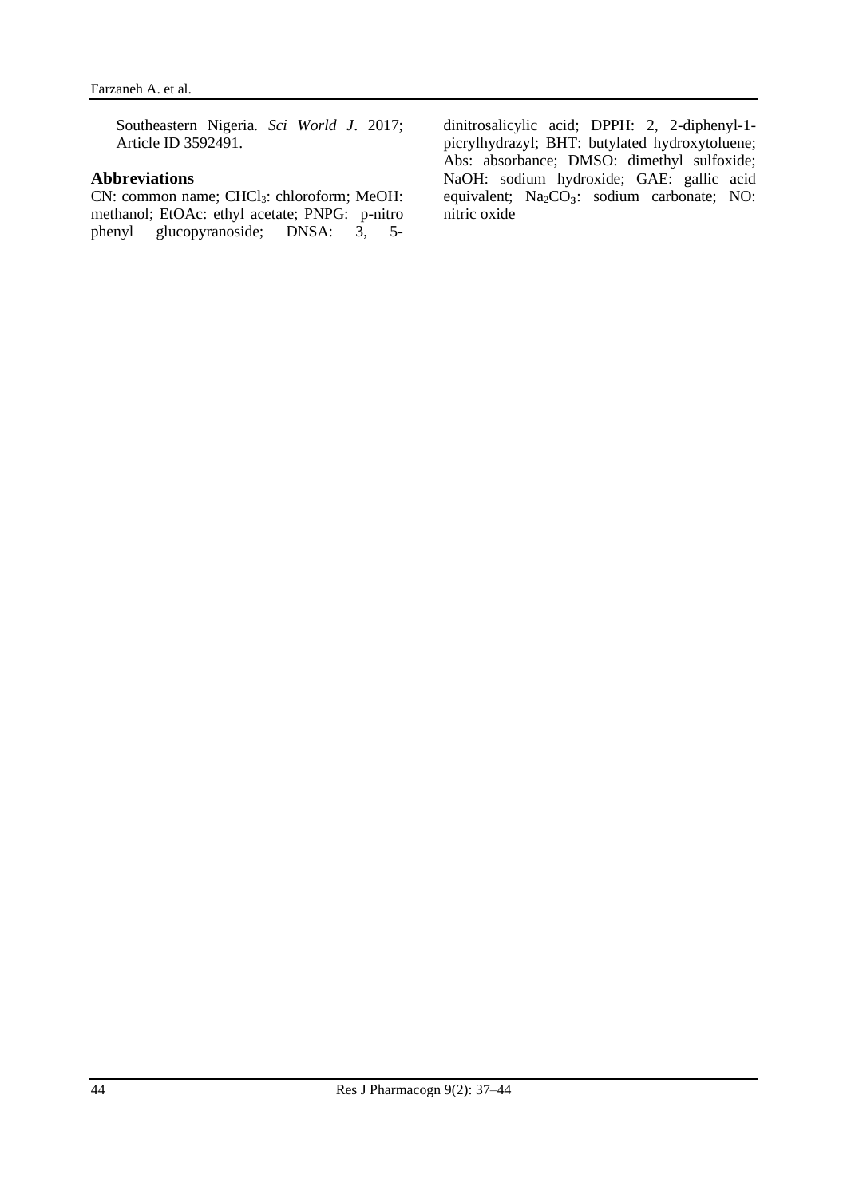Southeastern Nigeria. *Sci World J*. 2017; Article ID 3592491.

## Abbreviations

CN: common name; $CHCl_3$: chloroform; MeOH: methanol; EtOAc: ethyl acetate; PNPG: p-nitro phenyl glucopyranoside; DNSA: 3, 5-dinitrosalicylic acid; DPPH: 2, 2-diphenyl-1-picrylhydrazyl; BHT: butylated hydroxytoluene; Abs: absorbance; DMSO: dimethyl sulfoxide; NaOH: sodium hydroxide; GAE: gallic acid equivalent; $Na_2CO_3$: sodium carbonate; NO: nitric oxide